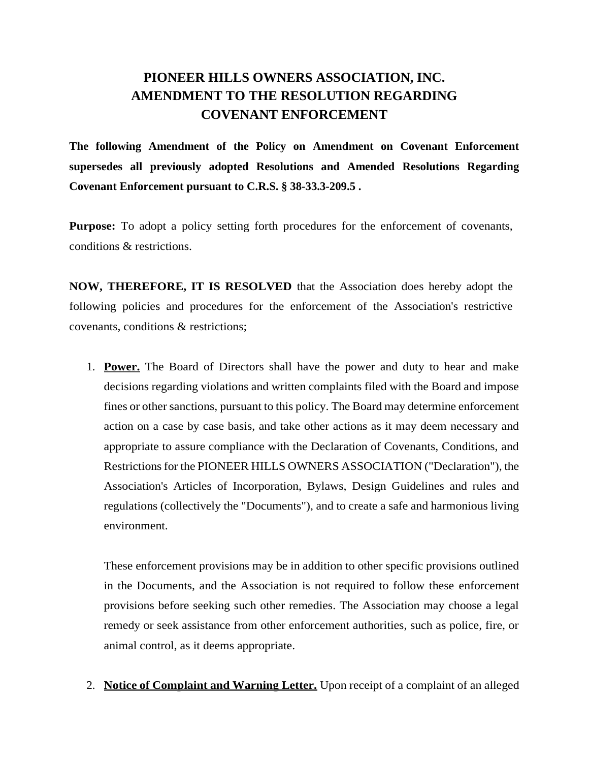# PIONEER HILLS OWNERS ASSOCIATION, INC.
# AMENDMENT TO THE RESOLUTION REGARDING COVENANT ENFORCEMENT

**The following Amendment of the Policy on Amendment on Covenant Enforcement supersedes all previously adopted Resolutions and Amended Resolutions Regarding Covenant Enforcement pursuant to C.R.S. § 38-33.3-209.5 .**

**Purpose:** To adopt a policy setting forth procedures for the enforcement of covenants, conditions & restrictions.

**NOW, THEREFORE, IT IS RESOLVED** that the Association does hereby adopt the following policies and procedures for the enforcement of the Association's restrictive covenants, conditions & restrictions;

1. **Power.** The Board of Directors shall have the power and duty to hear and make decisions regarding violations and written complaints filed with the Board and impose fines or other sanctions, pursuant to this policy. The Board may determine enforcement action on a case by case basis, and take other actions as it may deem necessary and appropriate to assure compliance with the Declaration of Covenants, Conditions, and Restrictions for the PIONEER HILLS OWNERS ASSOCIATION ("Declaration"), the Association's Articles of Incorporation, Bylaws, Design Guidelines and rules and regulations (collectively the "Documents"), and to create a safe and harmonious living environment.

   These enforcement provisions may be in addition to other specific provisions outlined in the Documents, and the Association is not required to follow these enforcement provisions before seeking such other remedies. The Association may choose a legal remedy or seek assistance from other enforcement authorities, such as police, fire, or animal control, as it deems appropriate.

2. **Notice of Complaint and Warning Letter.** Upon receipt of a complaint of an alleged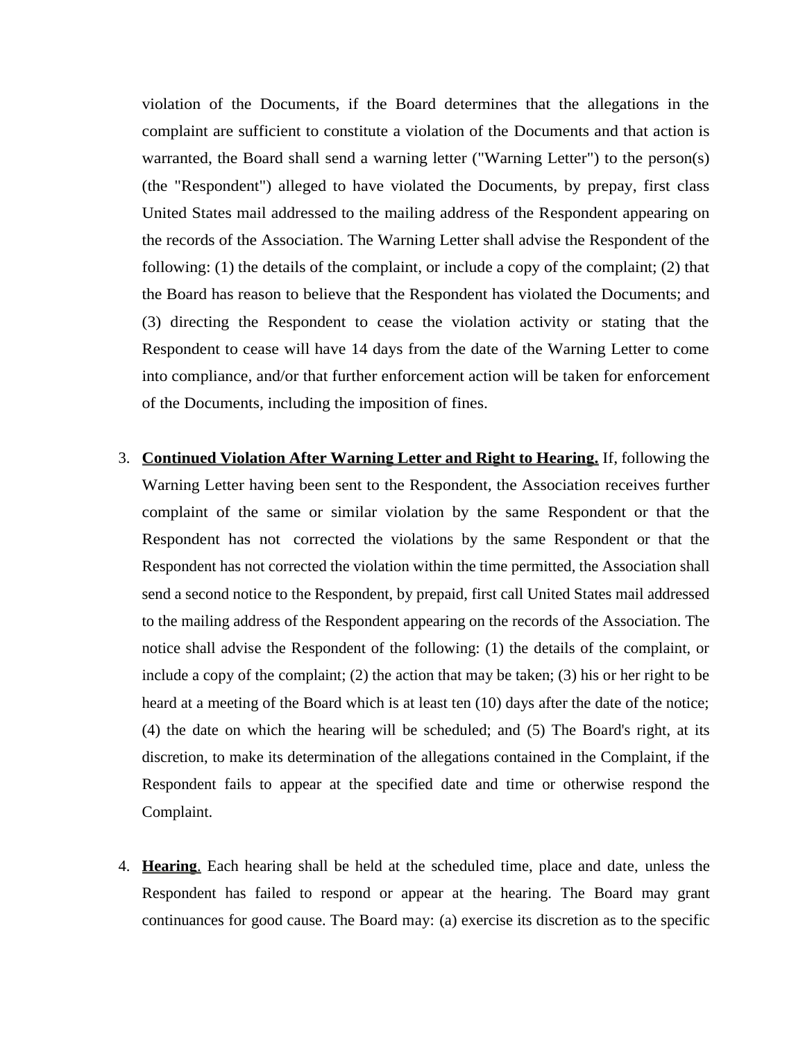violation of the Documents, if the Board determines that the allegations in the complaint are sufficient to constitute a violation of the Documents and that action is warranted, the Board shall send a warning letter ("Warning Letter") to the person(s) (the "Respondent") alleged to have violated the Documents, by prepay, first class United States mail addressed to the mailing address of the Respondent appearing on the records of the Association. The Warning Letter shall advise the Respondent of the following: (1) the details of the complaint, or include a copy of the complaint; (2) that the Board has reason to believe that the Respondent has violated the Documents; and (3) directing the Respondent to cease the violation activity or stating that the Respondent to cease will have 14 days from the date of the Warning Letter to come into compliance, and/or that further enforcement action will be taken for enforcement of the Documents, including the imposition of fines.

3. **Continued Violation After Warning Letter and Right to Hearing.** If, following the Warning Letter having been sent to the Respondent, the Association receives further complaint of the same or similar violation by the same Respondent or that the Respondent has not corrected the violations by the same Respondent or that the Respondent has not corrected the violation within the time permitted, the Association shall send a second notice to the Respondent, by prepaid, first call United States mail addressed to the mailing address of the Respondent appearing on the records of the Association. The notice shall advise the Respondent of the following: (1) the details of the complaint, or include a copy of the complaint; (2) the action that may be taken; (3) his or her right to be heard at a meeting of the Board which is at least ten (10) days after the date of the notice; (4) the date on which the hearing will be scheduled; and (5) The Board's right, at its discretion, to make its determination of the allegations contained in the Complaint, if the Respondent fails to appear at the specified date and time or otherwise respond the Complaint.

4. **Hearing**. Each hearing shall be held at the scheduled time, place and date, unless the Respondent has failed to respond or appear at the hearing. The Board may grant continuances for good cause. The Board may: (a) exercise its discretion as to the specific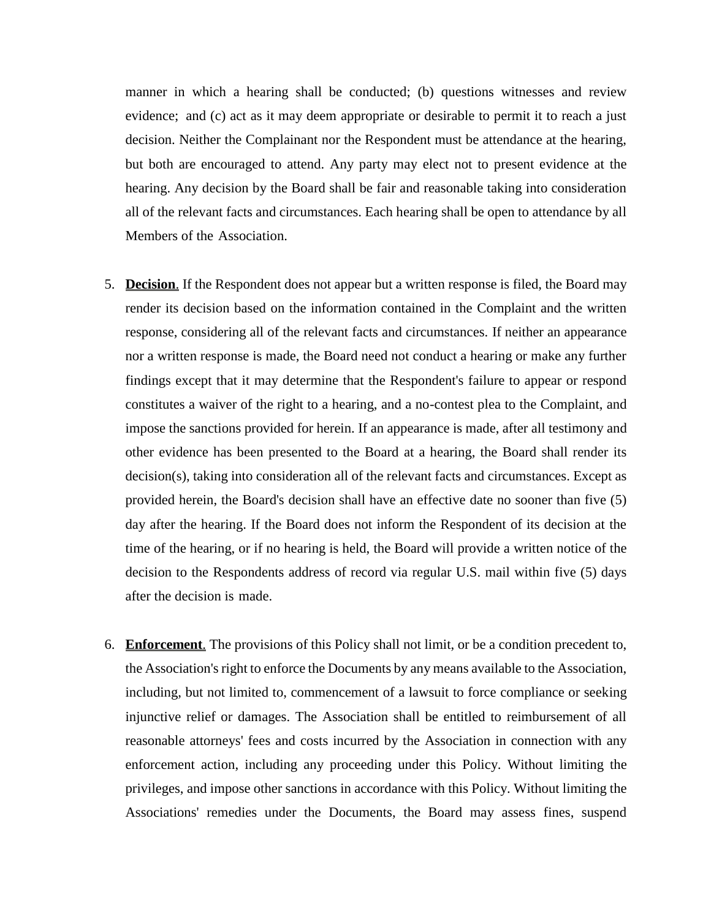manner in which a hearing shall be conducted; (b) questions witnesses and review evidence; and (c) act as it may deem appropriate or desirable to permit it to reach a just decision. Neither the Complainant nor the Respondent must be attendance at the hearing, but both are encouraged to attend. Any party may elect not to present evidence at the hearing. Any decision by the Board shall be fair and reasonable taking into consideration all of the relevant facts and circumstances. Each hearing shall be open to attendance by all Members of the Association.

5. **Decision**. If the Respondent does not appear but a written response is filed, the Board may render its decision based on the information contained in the Complaint and the written response, considering all of the relevant facts and circumstances. If neither an appearance nor a written response is made, the Board need not conduct a hearing or make any further findings except that it may determine that the Respondent's failure to appear or respond constitutes a waiver of the right to a hearing, and a no-contest plea to the Complaint, and impose the sanctions provided for herein. If an appearance is made, after all testimony and other evidence has been presented to the Board at a hearing, the Board shall render its decision(s), taking into consideration all of the relevant facts and circumstances. Except as provided herein, the Board's decision shall have an effective date no sooner than five (5) day after the hearing. If the Board does not inform the Respondent of its decision at the time of the hearing, or if no hearing is held, the Board will provide a written notice of the decision to the Respondents address of record via regular U.S. mail within five (5) days after the decision is made.

6. **Enforcement**. The provisions of this Policy shall not limit, or be a condition precedent to, the Association's right to enforce the Documents by any means available to the Association, including, but not limited to, commencement of a lawsuit to force compliance or seeking injunctive relief or damages. The Association shall be entitled to reimbursement of all reasonable attorneys' fees and costs incurred by the Association in connection with any enforcement action, including any proceeding under this Policy. Without limiting the privileges, and impose other sanctions in accordance with this Policy. Without limiting the Associations' remedies under the Documents, the Board may assess fines, suspend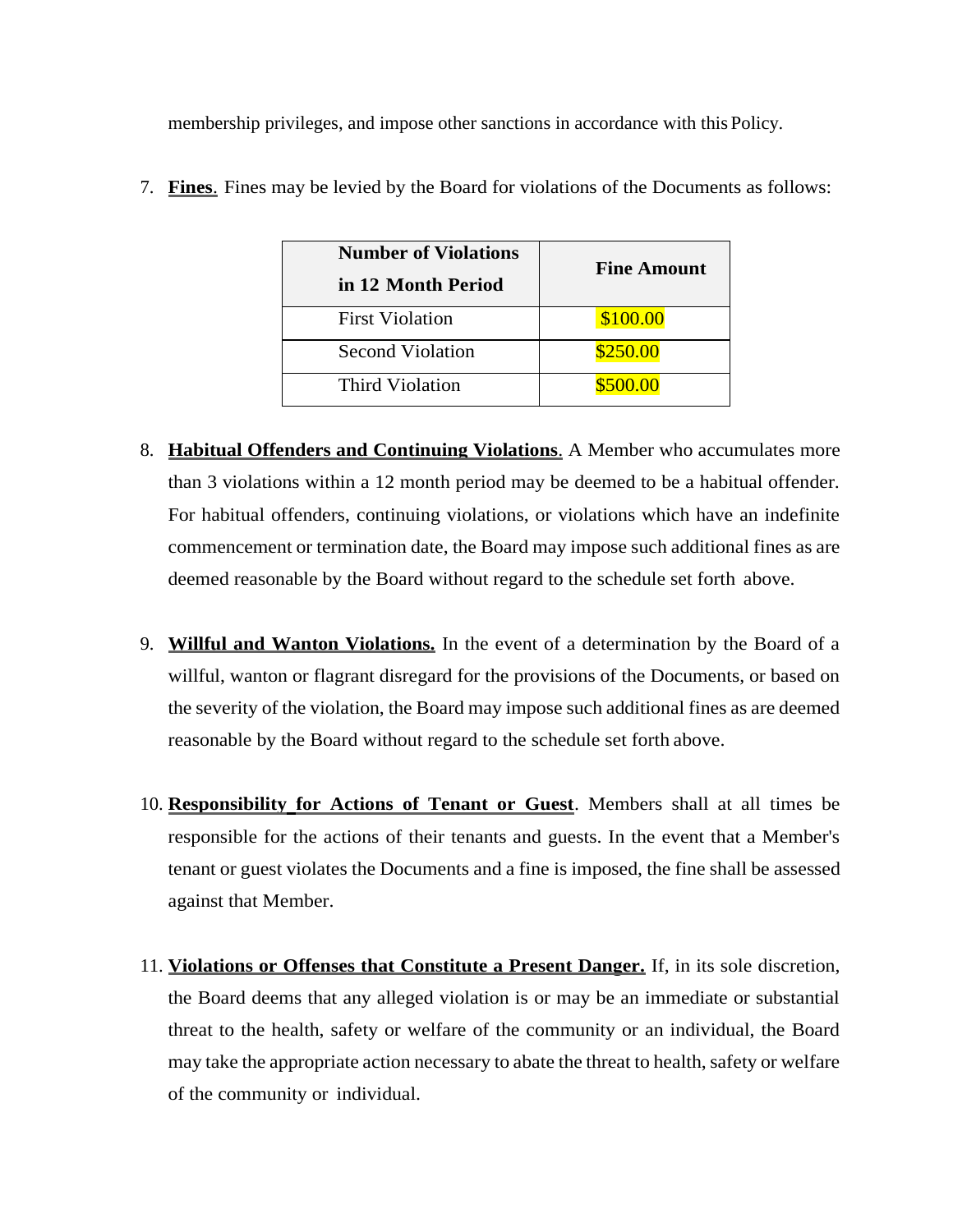membership privileges, and impose other sanctions in accordance with this Policy.

7. **Fines**. Fines may be levied by the Board for violations of the Documents as follows:

| Number of Violations in 12 Month Period | Fine Amount |
|---|---|
| First Violation | $100.00 |
| Second Violation | $250.00 |
| Third Violation | $500.00 |

8. **Habitual Offenders and Continuing Violations**. A Member who accumulates more than 3 violations within a 12 month period may be deemed to be a habitual offender. For habitual offenders, continuing violations, or violations which have an indefinite commencement or termination date, the Board may impose such additional fines as are deemed reasonable by the Board without regard to the schedule set forth above.

9. **Willful and Wanton Violations.** In the event of a determination by the Board of a willful, wanton or flagrant disregard for the provisions of the Documents, or based on the severity of the violation, the Board may impose such additional fines as are deemed reasonable by the Board without regard to the schedule set forth above.

10. **Responsibility for Actions of Tenant or Guest**. Members shall at all times be responsible for the actions of their tenants and guests. In the event that a Member's tenant or guest violates the Documents and a fine is imposed, the fine shall be assessed against that Member.

11. **Violations or Offenses that Constitute a Present Danger.** If, in its sole discretion, the Board deems that any alleged violation is or may be an immediate or substantial threat to the health, safety or welfare of the community or an individual, the Board may take the appropriate action necessary to abate the threat to health, safety or welfare of the community or individual.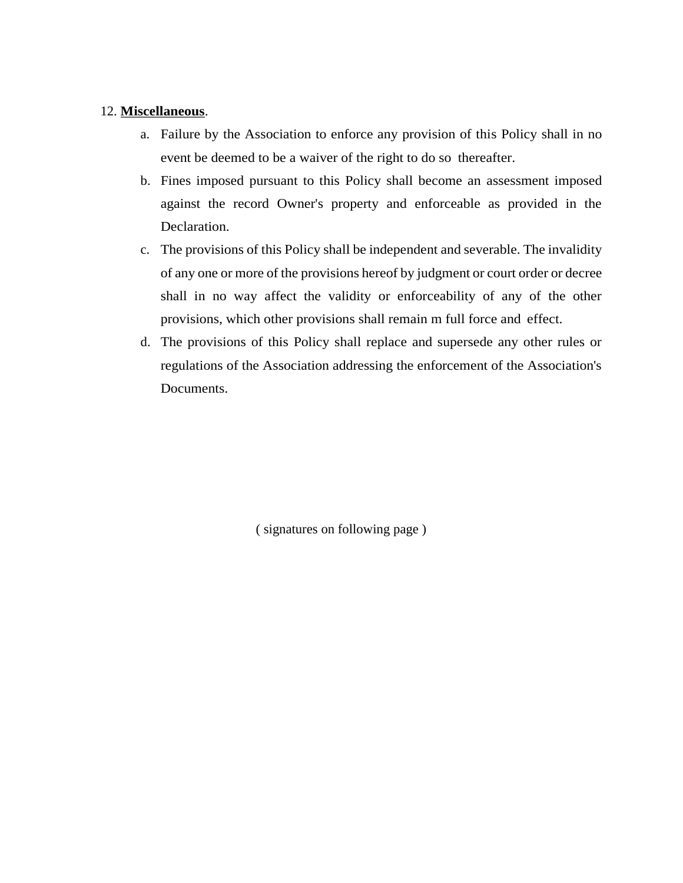12. **Miscellaneous**.

a. Failure by the Association to enforce any provision of this Policy shall in no event be deemed to be a waiver of the right to do so thereafter.

b. Fines imposed pursuant to this Policy shall become an assessment imposed against the record Owner's property and enforceable as provided in the Declaration.

c. The provisions of this Policy shall be independent and severable. The invalidity of any one or more of the provisions hereof by judgment or court order or decree shall in no way affect the validity or enforceability of any of the other provisions, which other provisions shall remain m full force and effect.

d. The provisions of this Policy shall replace and supersede any other rules or regulations of the Association addressing the enforcement of the Association's Documents.

( signatures on following page )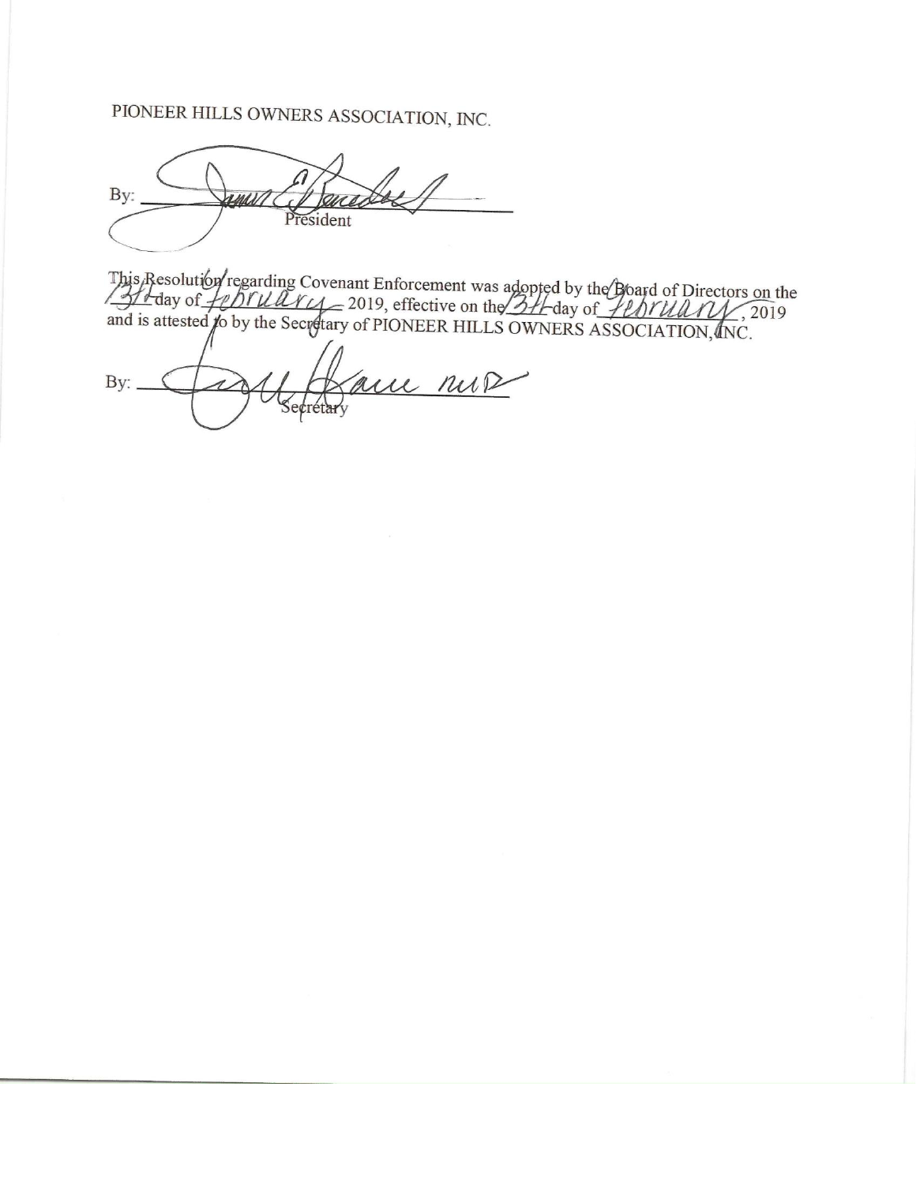PIONEER HILLS OWNERS ASSOCIATION, INC.

By: ______________________________
President

This Resolution regarding Covenant Enforcement was adopted by the Board of Directors on the 13th day of February 2019, effective on the 13th day of February, 2019 and is attested to by the Secretary of PIONEER HILLS OWNERS ASSOCIATION, INC.

By: ______________________________
Secretary